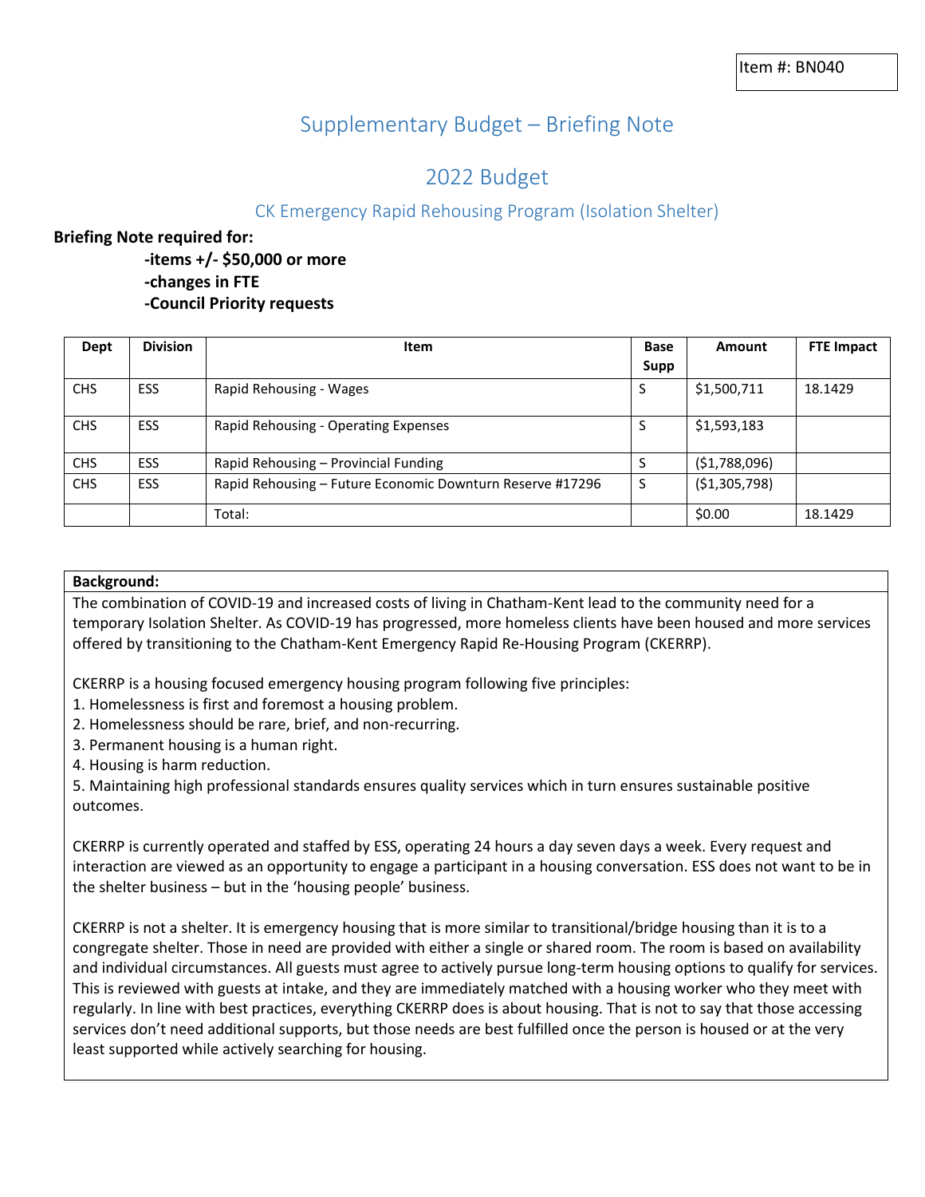Item #: BN040

# Supplementary Budget – Briefing Note

## 2022 Budget

### CK Emergency Rapid Rehousing Program (Isolation Shelter)

**Briefing Note required for:**

- **-items +/- $50,000 or more**
- **-changes in FTE**
- **-Council Priority requests**

| Dept | Division | Item | Base Supp | Amount | FTE Impact |
|---|---|---|---|---|---|
| CHS | ESS | Rapid Rehousing - Wages | S | $1,500,711 | 18.1429 |
| CHS | ESS | Rapid Rehousing - Operating Expenses | S | $1,593,183 | |
| CHS | ESS | Rapid Rehousing – Provincial Funding | S | ($1,788,096) | |
| CHS | ESS | Rapid Rehousing – Future Economic Downturn Reserve #17296 | S | ($1,305,798) | |
| | | Total: | | $0.00 | 18.1429 |

**Background:**

The combination of COVID-19 and increased costs of living in Chatham-Kent lead to the community need for a temporary Isolation Shelter. As COVID-19 has progressed, more homeless clients have been housed and more services offered by transitioning to the Chatham-Kent Emergency Rapid Re-Housing Program (CKERRP).

CKERRP is a housing focused emergency housing program following five principles:

1. Homelessness is first and foremost a housing problem.
2. Homelessness should be rare, brief, and non-recurring.
3. Permanent housing is a human right.
4. Housing is harm reduction.
5. Maintaining high professional standards ensures quality services which in turn ensures sustainable positive outcomes.

CKERRP is currently operated and staffed by ESS, operating 24 hours a day seven days a week. Every request and interaction are viewed as an opportunity to engage a participant in a housing conversation. ESS does not want to be in the shelter business – but in the 'housing people' business.

CKERRP is not a shelter. It is emergency housing that is more similar to transitional/bridge housing than it is to a congregate shelter. Those in need are provided with either a single or shared room. The room is based on availability and individual circumstances. All guests must agree to actively pursue long-term housing options to qualify for services. This is reviewed with guests at intake, and they are immediately matched with a housing worker who they meet with regularly. In line with best practices, everything CKERRP does is about housing. That is not to say that those accessing services don't need additional supports, but those needs are best fulfilled once the person is housed or at the very least supported while actively searching for housing.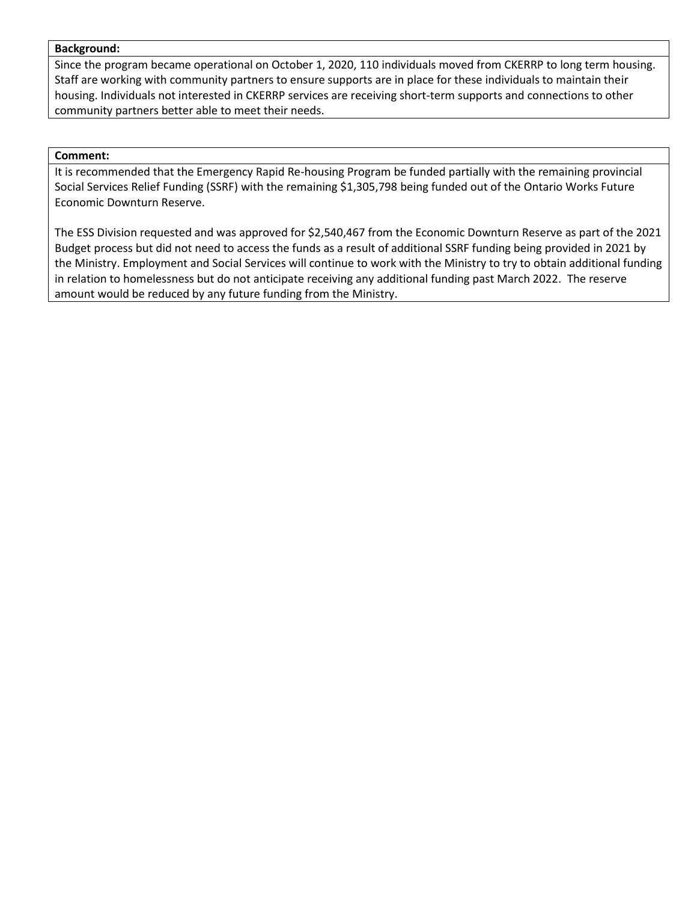**Background:**

Since the program became operational on October 1, 2020, 110 individuals moved from CKERRP to long term housing. Staff are working with community partners to ensure supports are in place for these individuals to maintain their housing. Individuals not interested in CKERRP services are receiving short-term supports and connections to other community partners better able to meet their needs.

**Comment:**

It is recommended that the Emergency Rapid Re-housing Program be funded partially with the remaining provincial Social Services Relief Funding (SSRF) with the remaining $1,305,798 being funded out of the Ontario Works Future Economic Downturn Reserve.

The ESS Division requested and was approved for $2,540,467 from the Economic Downturn Reserve as part of the 2021 Budget process but did not need to access the funds as a result of additional SSRF funding being provided in 2021 by the Ministry. Employment and Social Services will continue to work with the Ministry to try to obtain additional funding in relation to homelessness but do not anticipate receiving any additional funding past March 2022. The reserve amount would be reduced by any future funding from the Ministry.